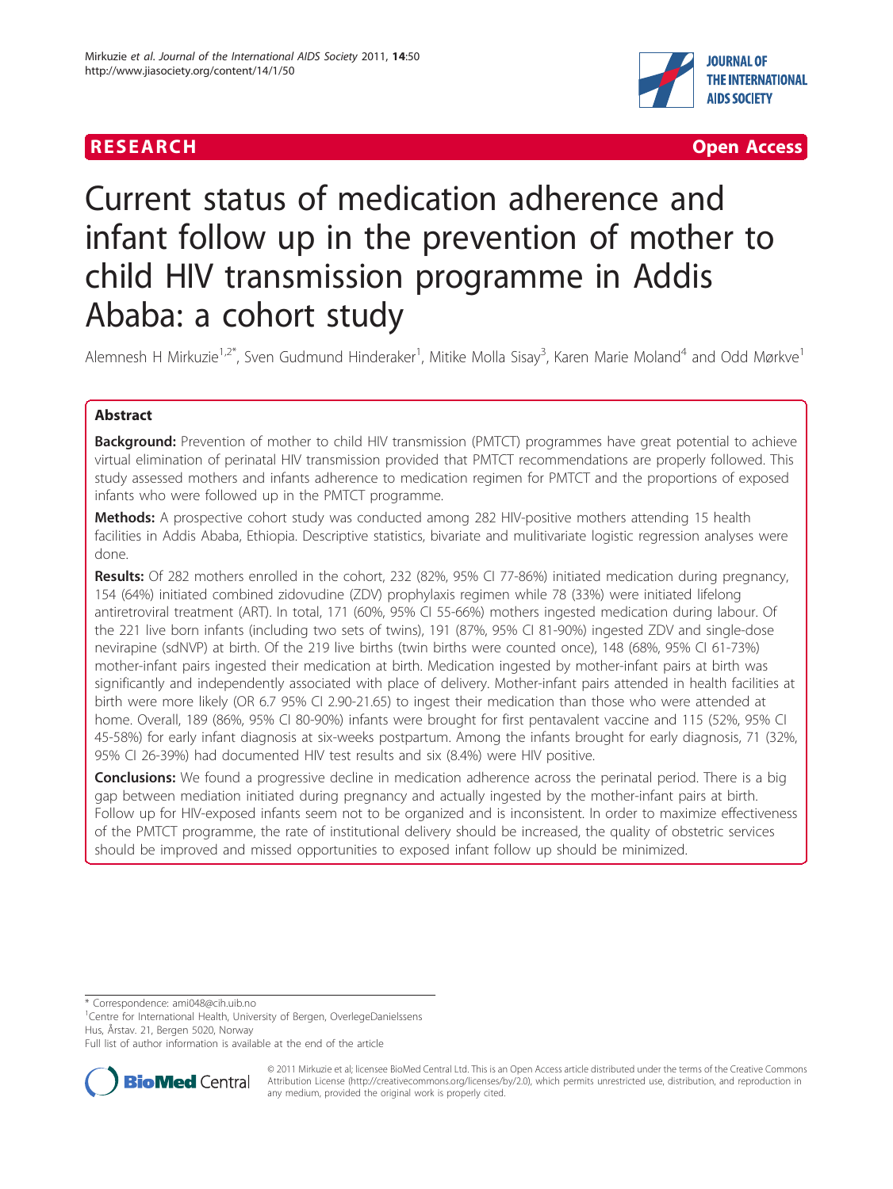RESEARCH Open Access

# Current status of medication adherence and infant follow up in the prevention of mother to child HIV transmission programme in Addis Ababa: a cohort study

Alemnesh H Mirkuzie[1,2*], Sven Gudmund Hinderaker[1], Mitike Molla Sisay[3], Karen Marie Moland[4] and Odd Mørkve[1]

## Abstract

**Background:** Prevention of mother to child HIV transmission (PMTCT) programmes have great potential to achieve virtual elimination of perinatal HIV transmission provided that PMTCT recommendations are properly followed. This study assessed mothers and infants adherence to medication regimen for PMTCT and the proportions of exposed infants who were followed up in the PMTCT programme.

**Methods:** A prospective cohort study was conducted among 282 HIV-positive mothers attending 15 health facilities in Addis Ababa, Ethiopia. Descriptive statistics, bivariate and mulitivariate logistic regression analyses were done.

**Results:** Of 282 mothers enrolled in the cohort, 232 (82%, 95% CI 77-86%) initiated medication during pregnancy, 154 (64%) initiated combined zidovudine (ZDV) prophylaxis regimen while 78 (33%) were initiated lifelong antiretroviral treatment (ART). In total, 171 (60%, 95% CI 55-66%) mothers ingested medication during labour. Of the 221 live born infants (including two sets of twins), 191 (87%, 95% CI 81-90%) ingested ZDV and single-dose nevirapine (sdNVP) at birth. Of the 219 live births (twin births were counted once), 148 (68%, 95% CI 61-73%) mother-infant pairs ingested their medication at birth. Medication ingested by mother-infant pairs at birth was significantly and independently associated with place of delivery. Mother-infant pairs attended in health facilities at birth were more likely (OR 6.7 95% CI 2.90-21.65) to ingest their medication than those who were attended at home. Overall, 189 (86%, 95% CI 80-90%) infants were brought for first pentavalent vaccine and 115 (52%, 95% CI 45-58%) for early infant diagnosis at six-weeks postpartum. Among the infants brought for early diagnosis, 71 (32%, 95% CI 26-39%) had documented HIV test results and six (8.4%) were HIV positive.

**Conclusions:** We found a progressive decline in medication adherence across the perinatal period. There is a big gap between mediation initiated during pregnancy and actually ingested by the mother-infant pairs at birth. Follow up for HIV-exposed infants seem not to be organized and is inconsistent. In order to maximize effectiveness of the PMTCT programme, the rate of institutional delivery should be increased, the quality of obstetric services should be improved and missed opportunities to exposed infant follow up should be minimized.

\* Correspondence: ami048@cih.uib.no

[1]Centre for International Health, University of Bergen, OverlegeDanielssens Hus, Årstav. 21, Bergen 5020, Norway

Full list of author information is available at the end of the article

© 2011 Mirkuzie et al; licensee BioMed Central Ltd. This is an Open Access article distributed under the terms of the Creative Commons Attribution License (http://creativecommons.org/licenses/by/2.0), which permits unrestricted use, distribution, and reproduction in any medium, provided the original work is properly cited.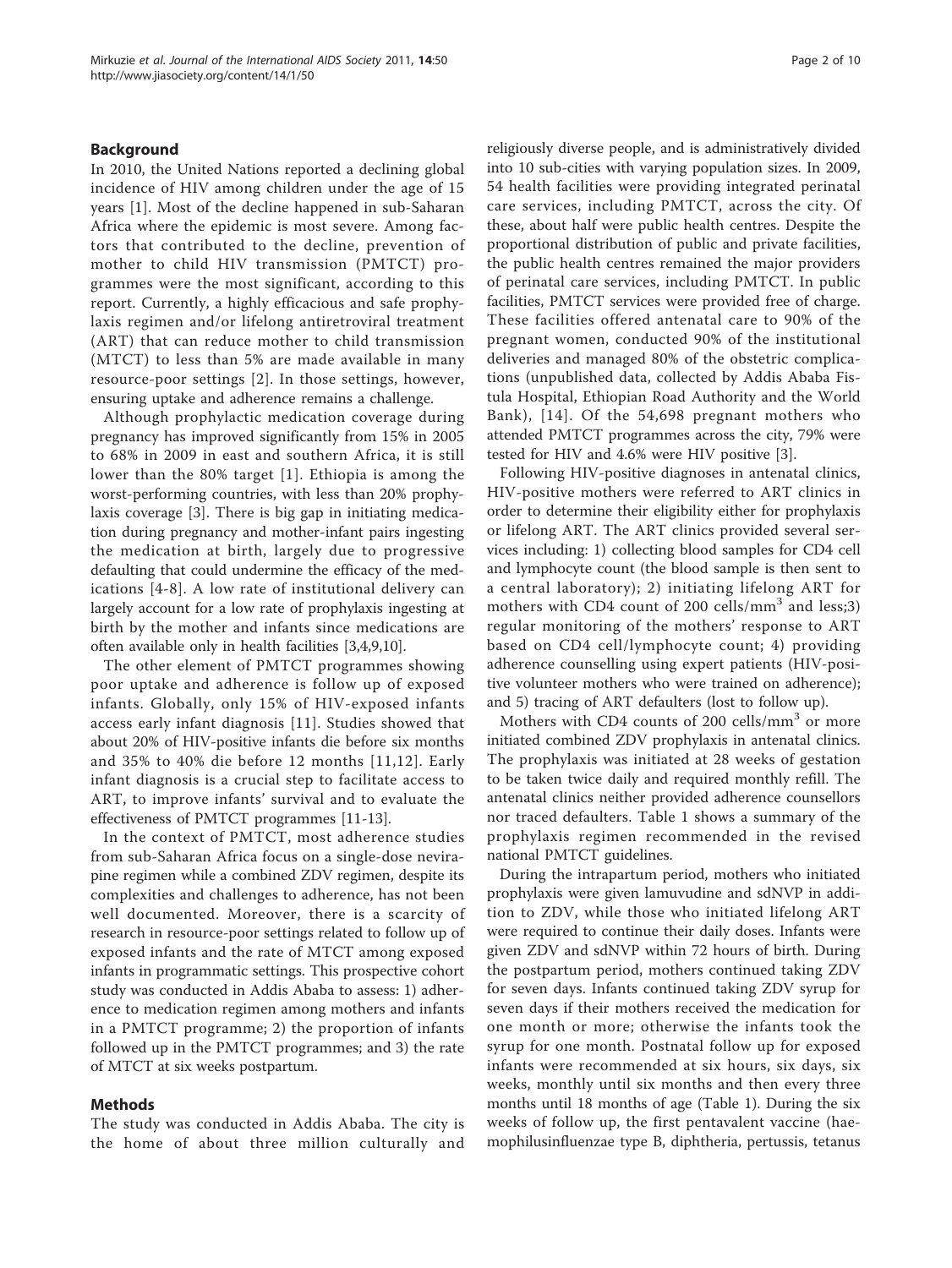## Background

In 2010, the United Nations reported a declining global incidence of HIV among children under the age of 15 years [1]. Most of the decline happened in sub-Saharan Africa where the epidemic is most severe. Among factors that contributed to the decline, prevention of mother to child HIV transmission (PMTCT) programmes were the most significant, according to this report. Currently, a highly efficacious and safe prophylaxis regimen and/or lifelong antiretroviral treatment (ART) that can reduce mother to child transmission (MTCT) to less than 5% are made available in many resource-poor settings [2]. In those settings, however, ensuring uptake and adherence remains a challenge.

Although prophylactic medication coverage during pregnancy has improved significantly from 15% in 2005 to 68% in 2009 in east and southern Africa, it is still lower than the 80% target [1]. Ethiopia is among the worst-performing countries, with less than 20% prophylaxis coverage [3]. There is big gap in initiating medication during pregnancy and mother-infant pairs ingesting the medication at birth, largely due to progressive defaulting that could undermine the efficacy of the medications [4-8]. A low rate of institutional delivery can largely account for a low rate of prophylaxis ingesting at birth by the mother and infants since medications are often available only in health facilities [3,4,9,10].

The other element of PMTCT programmes showing poor uptake and adherence is follow up of exposed infants. Globally, only 15% of HIV-exposed infants access early infant diagnosis [11]. Studies showed that about 20% of HIV-positive infants die before six months and 35% to 40% die before 12 months [11,12]. Early infant diagnosis is a crucial step to facilitate access to ART, to improve infants' survival and to evaluate the effectiveness of PMTCT programmes [11-13].

In the context of PMTCT, most adherence studies from sub-Saharan Africa focus on a single-dose nevirapine regimen while a combined ZDV regimen, despite its complexities and challenges to adherence, has not been well documented. Moreover, there is a scarcity of research in resource-poor settings related to follow up of exposed infants and the rate of MTCT among exposed infants in programmatic settings. This prospective cohort study was conducted in Addis Ababa to assess: 1) adherence to medication regimen among mothers and infants in a PMTCT programme; 2) the proportion of infants followed up in the PMTCT programmes; and 3) the rate of MTCT at six weeks postpartum.

## Methods

The study was conducted in Addis Ababa. The city is the home of about three million culturally and religiously diverse people, and is administratively divided into 10 sub-cities with varying population sizes. In 2009, 54 health facilities were providing integrated perinatal care services, including PMTCT, across the city. Of these, about half were public health centres. Despite the proportional distribution of public and private facilities, the public health centres remained the major providers of perinatal care services, including PMTCT. In public facilities, PMTCT services were provided free of charge. These facilities offered antenatal care to 90% of the pregnant women, conducted 90% of the institutional deliveries and managed 80% of the obstetric complications (unpublished data, collected by Addis Ababa Fistula Hospital, Ethiopian Road Authority and the World Bank), [14]. Of the 54,698 pregnant mothers who attended PMTCT programmes across the city, 79% were tested for HIV and 4.6% were HIV positive [3].

Following HIV-positive diagnoses in antenatal clinics, HIV-positive mothers were referred to ART clinics in order to determine their eligibility either for prophylaxis or lifelong ART. The ART clinics provided several services including: 1) collecting blood samples for CD4 cell and lymphocyte count (the blood sample is then sent to a central laboratory); 2) initiating lifelong ART for mothers with CD4 count of 200 cells/mm$^3$ and less;3) regular monitoring of the mothers' response to ART based on CD4 cell/lymphocyte count; 4) providing adherence counselling using expert patients (HIV-positive volunteer mothers who were trained on adherence); and 5) tracing of ART defaulters (lost to follow up).

Mothers with CD4 counts of 200 cells/mm$^3$ or more initiated combined ZDV prophylaxis in antenatal clinics. The prophylaxis was initiated at 28 weeks of gestation to be taken twice daily and required monthly refill. The antenatal clinics neither provided adherence counsellors nor traced defaulters. Table 1 shows a summary of the prophylaxis regimen recommended in the revised national PMTCT guidelines.

During the intrapartum period, mothers who initiated prophylaxis were given lamuvudine and sdNVP in addition to ZDV, while those who initiated lifelong ART were required to continue their daily doses. Infants were given ZDV and sdNVP within 72 hours of birth. During the postpartum period, mothers continued taking ZDV for seven days. Infants continued taking ZDV syrup for seven days if their mothers received the medication for one month or more; otherwise the infants took the syrup for one month. Postnatal follow up for exposed infants were recommended at six hours, six days, six weeks, monthly until six months and then every three months until 18 months of age (Table 1). During the six weeks of follow up, the first pentavalent vaccine (haemophilusinfluenzae type B, diphtheria, pertussis, tetanus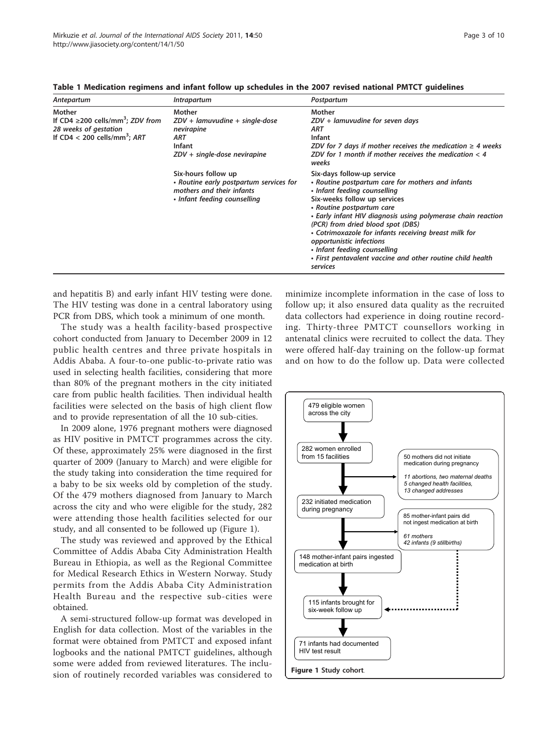**Table 1 Medication regimens and infant follow up schedules in the 2007 revised national PMTCT guidelines**

| *Antepartum* | *Intrapartum* | *Postpartum* |
|---|---|---|
| **Mother**<br>*If CD4 ≥200 cells/mm$^3$; ZDV from 28 weeks of gestation*<br>*If CD4 < 200 cells/mm$^3$; ART* | **Mother**<br>*ZDV + lamuvudine + single-dose nevirapine*<br>*ART*<br>**Infant**<br>*ZDV + single-dose nevirapine* | **Mother**<br>*ZDV + lamuvudine for seven days*<br>*ART*<br>**Infant**<br>*ZDV for 7 days if mother receives the medication ≥ 4 weeks*<br>*ZDV for 1 month if mother receives the medication < 4 weeks* |
| | **Six-hours follow up**<br>• *Routine early postpartum services for mothers and their infants*<br>• *Infant feeding counselling* | **Six-days follow-up service**<br>• *Routine postpartum care for mothers and infants*<br>• *Infant feeding counselling*<br>**Six-weeks follow up services**<br>• *Routine postpartum care*<br>• *Early infant HIV diagnosis using polymerase chain reaction (PCR) from dried blood spot (DBS)*<br>• *Cotrimoxazole for infants receiving breast milk for opportunistic infections*<br>• *Infant feeding counselling*<br>• *First pentavalent vaccine and other routine child health services* |

and hepatitis B) and early infant HIV testing were done. The HIV testing was done in a central laboratory using PCR from DBS, which took a minimum of one month.

The study was a health facility-based prospective cohort conducted from January to December 2009 in 12 public health centres and three private hospitals in Addis Ababa. A four-to-one public-to-private ratio was used in selecting health facilities, considering that more than 80% of the pregnant mothers in the city initiated care from public health facilities. Then individual health facilities were selected on the basis of high client flow and to provide representation of all the 10 sub-cities.

In 2009 alone, 1976 pregnant mothers were diagnosed as HIV positive in PMTCT programmes across the city. Of these, approximately 25% were diagnosed in the first quarter of 2009 (January to March) and were eligible for the study taking into consideration the time required for a baby to be six weeks old by completion of the study. Of the 479 mothers diagnosed from January to March across the city and who were eligible for the study, 282 were attending those health facilities selected for our study, and all consented to be followed up (Figure 1).

The study was reviewed and approved by the Ethical Committee of Addis Ababa City Administration Health Bureau in Ethiopia, as well as the Regional Committee for Medical Research Ethics in Western Norway. Study permits from the Addis Ababa City Administration Health Bureau and the respective sub-cities were obtained.

A semi-structured follow-up format was developed in English for data collection. Most of the variables in the format were obtained from PMTCT and exposed infant logbooks and the national PMTCT guidelines, although some were added from reviewed literatures. The inclusion of routinely recorded variables was considered to minimize incomplete information in the case of loss to follow up; it also ensured data quality as the recruited data collectors had experience in doing routine recording. Thirty-three PMTCT counsellors working in antenatal clinics were recruited to collect the data. They were offered half-day training on the follow-up format and on how to do the follow up. Data were collected

479 eligible women across the city
→ 282 women enrolled from 15 facilities
→ (50 mothers did not initiate medication during pregnancy: 11 abortions, two maternal deaths, 5 changed health facilities, 13 changed addresses)
→ 232 initiated medication during pregnancy
→ (85 mother-infant pairs did not ingest medication at birth: 61 mothers, 42 infants (9 stillbirths))
→ 148 mother-infant pairs ingested medication at birth
→ 115 infants brought for six-week follow up
→ 71 infants had documented HIV test result

**Figure 1 Study cohort**.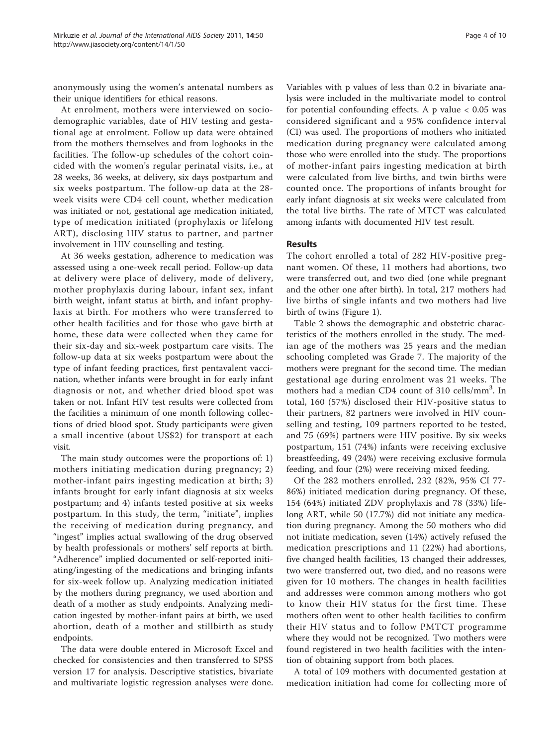anonymously using the women's antenatal numbers as their unique identifiers for ethical reasons.

At enrolment, mothers were interviewed on socio-demographic variables, date of HIV testing and gestational age at enrolment. Follow up data were obtained from the mothers themselves and from logbooks in the facilities. The follow-up schedules of the cohort coincided with the women's regular perinatal visits, i.e., at 28 weeks, 36 weeks, at delivery, six days postpartum and six weeks postpartum. The follow-up data at the 28-week visits were CD4 cell count, whether medication was initiated or not, gestational age medication initiated, type of medication initiated (prophylaxis or lifelong ART), disclosing HIV status to partner, and partner involvement in HIV counselling and testing.

At 36 weeks gestation, adherence to medication was assessed using a one-week recall period. Follow-up data at delivery were place of delivery, mode of delivery, mother prophylaxis during labour, infant sex, infant birth weight, infant status at birth, and infant prophylaxis at birth. For mothers who were transferred to other health facilities and for those who gave birth at home, these data were collected when they came for their six-day and six-week postpartum care visits. The follow-up data at six weeks postpartum were about the type of infant feeding practices, first pentavalent vaccination, whether infants were brought in for early infant diagnosis or not, and whether dried blood spot was taken or not. Infant HIV test results were collected from the facilities a minimum of one month following collections of dried blood spot. Study participants were given a small incentive (about US$2) for transport at each visit.

The main study outcomes were the proportions of: 1) mothers initiating medication during pregnancy; 2) mother-infant pairs ingesting medication at birth; 3) infants brought for early infant diagnosis at six weeks postpartum; and 4) infants tested positive at six weeks postpartum. In this study, the term, "initiate", implies the receiving of medication during pregnancy, and "ingest" implies actual swallowing of the drug observed by health professionals or mothers' self reports at birth. "Adherence" implied documented or self-reported initiating/ingesting of the medications and bringing infants for six-week follow up. Analyzing medication initiated by the mothers during pregnancy, we used abortion and death of a mother as study endpoints. Analyzing medication ingested by mother-infant pairs at birth, we used abortion, death of a mother and stillbirth as study endpoints.

The data were double entered in Microsoft Excel and checked for consistencies and then transferred to SPSS version 17 for analysis. Descriptive statistics, bivariate and multivariate logistic regression analyses were done. Variables with p values of less than 0.2 in bivariate analysis were included in the multivariate model to control for potential confounding effects. A p value $< 0.05$ was considered significant and a 95% confidence interval (CI) was used. The proportions of mothers who initiated medication during pregnancy were calculated among those who were enrolled into the study. The proportions of mother-infant pairs ingesting medication at birth were calculated from live births, and twin births were counted once. The proportions of infants brought for early infant diagnosis at six weeks were calculated from the total live births. The rate of MTCT was calculated among infants with documented HIV test result.

## Results

The cohort enrolled a total of 282 HIV-positive pregnant women. Of these, 11 mothers had abortions, two were transferred out, and two died (one while pregnant and the other one after birth). In total, 217 mothers had live births of single infants and two mothers had live birth of twins (Figure 1).

Table 2 shows the demographic and obstetric characteristics of the mothers enrolled in the study. The median age of the mothers was 25 years and the median schooling completed was Grade 7. The majority of the mothers were pregnant for the second time. The median gestational age during enrolment was 21 weeks. The mothers had a median CD4 count of 310 cells/mm$^3$. In total, 160 (57%) disclosed their HIV-positive status to their partners, 82 partners were involved in HIV counselling and testing, 109 partners reported to be tested, and 75 (69%) partners were HIV positive. By six weeks postpartum, 151 (74%) infants were receiving exclusive breastfeeding, 49 (24%) were receiving exclusive formula feeding, and four (2%) were receiving mixed feeding.

Of the 282 mothers enrolled, 232 (82%, 95% CI 77-86%) initiated medication during pregnancy. Of these, 154 (64%) initiated ZDV prophylaxis and 78 (33%) lifelong ART, while 50 (17.7%) did not initiate any medication during pregnancy. Among the 50 mothers who did not initiate medication, seven (14%) actively refused the medication prescriptions and 11 (22%) had abortions, five changed health facilities, 13 changed their addresses, two were transferred out, two died, and no reasons were given for 10 mothers. The changes in health facilities and addresses were common among mothers who got to know their HIV status for the first time. These mothers often went to other health facilities to confirm their HIV status and to follow PMTCT programme where they would not be recognized. Two mothers were found registered in two health facilities with the intention of obtaining support from both places.

A total of 109 mothers with documented gestation at medication initiation had come for collecting more of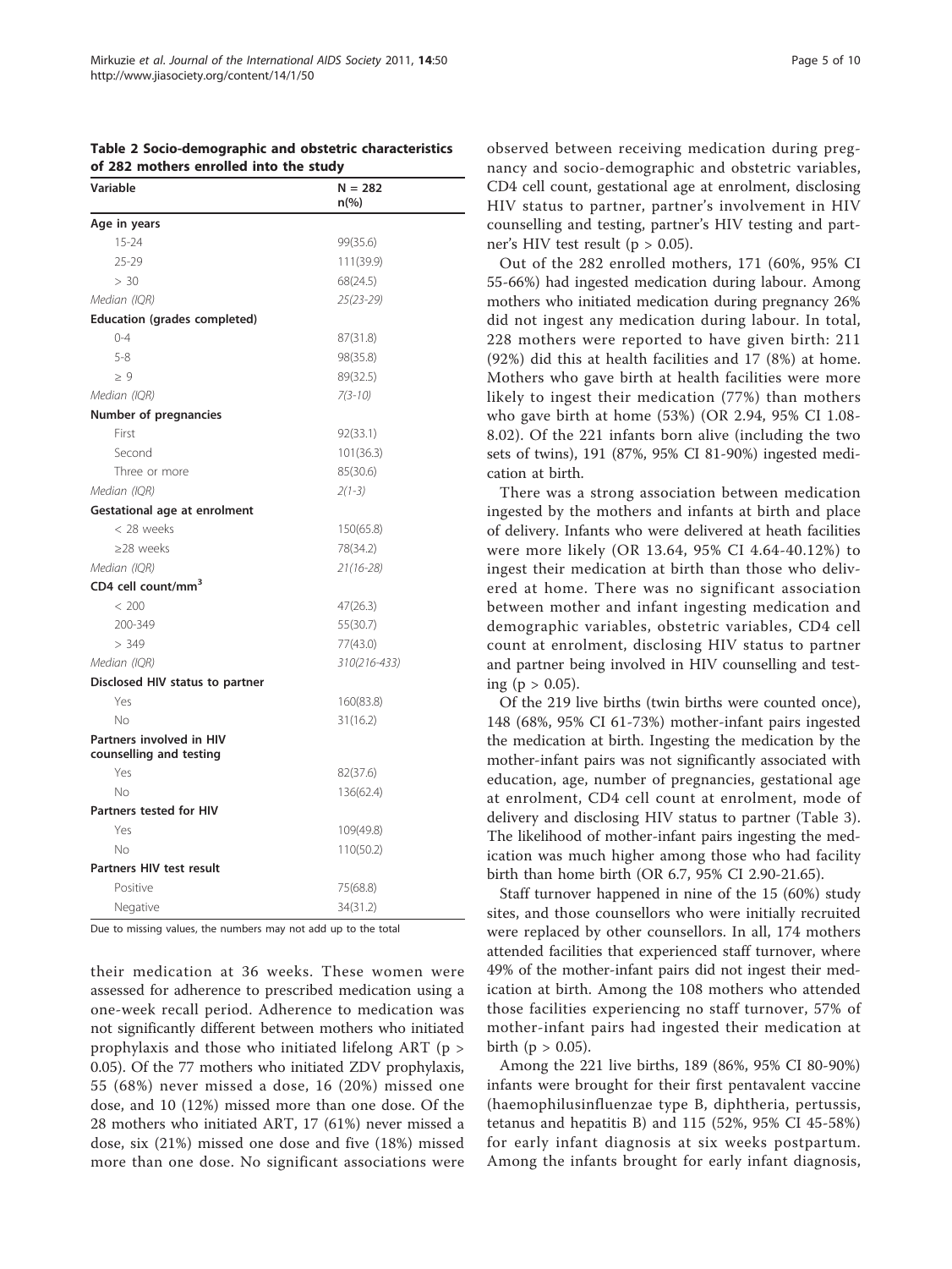**Table 2 Socio-demographic and obstetric characteristics of 282 mothers enrolled into the study**

| Variable | N = 282 n(%) |
|---|---|
| **Age in years** | |
| 15-24 | 99(35.6) |
| 25-29 | 111(39.9) |
| > 30 | 68(24.5) |
| *Median (IQR)* | *25(23-29)* |
| **Education (grades completed)** | |
| 0-4 | 87(31.8) |
| 5-8 | 98(35.8) |
| ≥ 9 | 89(32.5) |
| *Median (IQR)* | *7(3-10)* |
| **Number of pregnancies** | |
| First | 92(33.1) |
| Second | 101(36.3) |
| Three or more | 85(30.6) |
| *Median (IQR)* | *2(1-3)* |
| **Gestational age at enrolment** | |
| < 28 weeks | 150(65.8) |
| ≥28 weeks | 78(34.2) |
| *Median (IQR)* | *21(16-28)* |
| **CD4 cell count/mm$^3$** | |
| < 200 | 47(26.3) |
| 200-349 | 55(30.7) |
| > 349 | 77(43.0) |
| *Median (IQR)* | *310(216-433)* |
| **Disclosed HIV status to partner** | |
| Yes | 160(83.8) |
| No | 31(16.2) |
| **Partners involved in HIV counselling and testing** | |
| Yes | 82(37.6) |
| No | 136(62.4) |
| **Partners tested for HIV** | |
| Yes | 109(49.8) |
| No | 110(50.2) |
| **Partners HIV test result** | |
| Positive | 75(68.8) |
| Negative | 34(31.2) |

Due to missing values, the numbers may not add up to the total

their medication at 36 weeks. These women were assessed for adherence to prescribed medication using a one-week recall period. Adherence to medication was not significantly different between mothers who initiated prophylaxis and those who initiated lifelong ART ($p > 0.05$). Of the 77 mothers who initiated ZDV prophylaxis, 55 (68%) never missed a dose, 16 (20%) missed one dose, and 10 (12%) missed more than one dose. Of the 28 mothers who initiated ART, 17 (61%) never missed a dose, six (21%) missed one dose and five (18%) missed more than one dose. No significant associations were observed between receiving medication during pregnancy and socio-demographic and obstetric variables, CD4 cell count, gestational age at enrolment, disclosing HIV status to partner, partner's involvement in HIV counselling and testing, partner's HIV testing and partner's HIV test result ($p > 0.05$).

Out of the 282 enrolled mothers, 171 (60%, 95% CI 55-66%) had ingested medication during labour. Among mothers who initiated medication during pregnancy 26% did not ingest any medication during labour. In total, 228 mothers were reported to have given birth: 211 (92%) did this at health facilities and 17 (8%) at home. Mothers who gave birth at health facilities were more likely to ingest their medication (77%) than mothers who gave birth at home (53%) (OR 2.94, 95% CI 1.08-8.02). Of the 221 infants born alive (including the two sets of twins), 191 (87%, 95% CI 81-90%) ingested medication at birth.

There was a strong association between medication ingested by the mothers and infants at birth and place of delivery. Infants who were delivered at heath facilities were more likely (OR 13.64, 95% CI 4.64-40.12%) to ingest their medication at birth than those who delivered at home. There was no significant association between mother and infant ingesting medication and demographic variables, obstetric variables, CD4 cell count at enrolment, disclosing HIV status to partner and partner being involved in HIV counselling and testing ($p > 0.05$).

Of the 219 live births (twin births were counted once), 148 (68%, 95% CI 61-73%) mother-infant pairs ingested the medication at birth. Ingesting the medication by the mother-infant pairs was not significantly associated with education, age, number of pregnancies, gestational age at enrolment, CD4 cell count at enrolment, mode of delivery and disclosing HIV status to partner (Table 3). The likelihood of mother-infant pairs ingesting the medication was much higher among those who had facility birth than home birth (OR 6.7, 95% CI 2.90-21.65).

Staff turnover happened in nine of the 15 (60%) study sites, and those counsellors who were initially recruited were replaced by other counsellors. In all, 174 mothers attended facilities that experienced staff turnover, where 49% of the mother-infant pairs did not ingest their medication at birth. Among the 108 mothers who attended those facilities experiencing no staff turnover, 57% of mother-infant pairs had ingested their medication at birth ($p > 0.05$).

Among the 221 live births, 189 (86%, 95% CI 80-90%) infants were brought for their first pentavalent vaccine (haemophilusinfluenzae type B, diphtheria, pertussis, tetanus and hepatitis B) and 115 (52%, 95% CI 45-58%) for early infant diagnosis at six weeks postpartum. Among the infants brought for early infant diagnosis,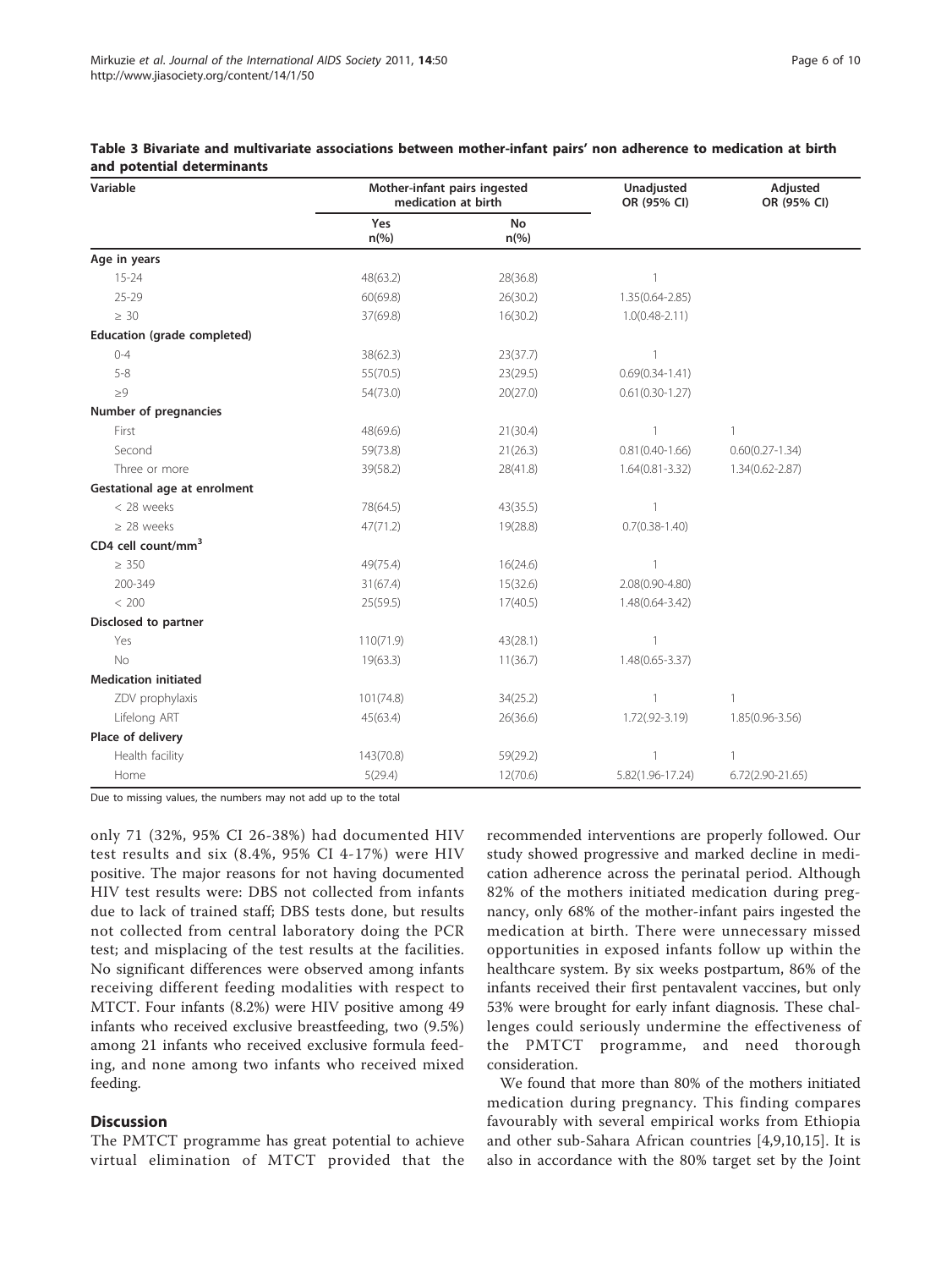**Table 3 Bivariate and multivariate associations between mother-infant pairs' non adherence to medication at birth and potential determinants**

| Variable | Mother-infant pairs ingested medication at birth | | Unadjusted OR (95% CI) | Adjusted OR (95% CI) |
|---|---|---|---|---|
| | Yes n(%) | No n(%) | | |
| **Age in years** | | | | |
| 15-24 | 48(63.2) | 28(36.8) | 1 | |
| 25-29 | 60(69.8) | 26(30.2) | 1.35(0.64-2.85) | |
| ≥ 30 | 37(69.8) | 16(30.2) | 1.0(0.48-2.11) | |
| **Education (grade completed)** | | | | |
| 0-4 | 38(62.3) | 23(37.7) | 1 | |
| 5-8 | 55(70.5) | 23(29.5) | 0.69(0.34-1.41) | |
| ≥9 | 54(73.0) | 20(27.0) | 0.61(0.30-1.27) | |
| **Number of pregnancies** | | | | |
| First | 48(69.6) | 21(30.4) | 1 | 1 |
| Second | 59(73.8) | 21(26.3) | 0.81(0.40-1.66) | 0.60(0.27-1.34) |
| Three or more | 39(58.2) | 28(41.8) | 1.64(0.81-3.32) | 1.34(0.62-2.87) |
| **Gestational age at enrolment** | | | | |
| < 28 weeks | 78(64.5) | 43(35.5) | 1 | |
| ≥ 28 weeks | 47(71.2) | 19(28.8) | 0.7(0.38-1.40) | |
| **CD4 cell count/mm$^3$** | | | | |
| ≥ 350 | 49(75.4) | 16(24.6) | 1 | |
| 200-349 | 31(67.4) | 15(32.6) | 2.08(0.90-4.80) | |
| < 200 | 25(59.5) | 17(40.5) | 1.48(0.64-3.42) | |
| **Disclosed to partner** | | | | |
| Yes | 110(71.9) | 43(28.1) | 1 | |
| No | 19(63.3) | 11(36.7) | 1.48(0.65-3.37) | |
| **Medication initiated** | | | | |
| ZDV prophylaxis | 101(74.8) | 34(25.2) | 1 | 1 |
| Lifelong ART | 45(63.4) | 26(36.6) | 1.72(.92-3.19) | 1.85(0.96-3.56) |
| **Place of delivery** | | | | |
| Health facility | 143(70.8) | 59(29.2) | 1 | 1 |
| Home | 5(29.4) | 12(70.6) | 5.82(1.96-17.24) | 6.72(2.90-21.65) |

Due to missing values, the numbers may not add up to the total

only 71 (32%, 95% CI 26-38%) had documented HIV test results and six (8.4%, 95% CI 4-17%) were HIV positive. The major reasons for not having documented HIV test results were: DBS not collected from infants due to lack of trained staff; DBS tests done, but results not collected from central laboratory doing the PCR test; and misplacing of the test results at the facilities. No significant differences were observed among infants receiving different feeding modalities with respect to MTCT. Four infants (8.2%) were HIV positive among 49 infants who received exclusive breastfeeding, two (9.5%) among 21 infants who received exclusive formula feeding, and none among two infants who received mixed feeding.

## Discussion

The PMTCT programme has great potential to achieve virtual elimination of MTCT provided that the recommended interventions are properly followed. Our study showed progressive and marked decline in medication adherence across the perinatal period. Although 82% of the mothers initiated medication during pregnancy, only 68% of the mother-infant pairs ingested the medication at birth. There were unnecessary missed opportunities in exposed infants follow up within the healthcare system. By six weeks postpartum, 86% of the infants received their first pentavalent vaccines, but only 53% were brought for early infant diagnosis. These challenges could seriously undermine the effectiveness of the PMTCT programme, and need thorough consideration.

We found that more than 80% of the mothers initiated medication during pregnancy. This finding compares favourably with several empirical works from Ethiopia and other sub-Sahara African countries [4,9,10,15]. It is also in accordance with the 80% target set by the Joint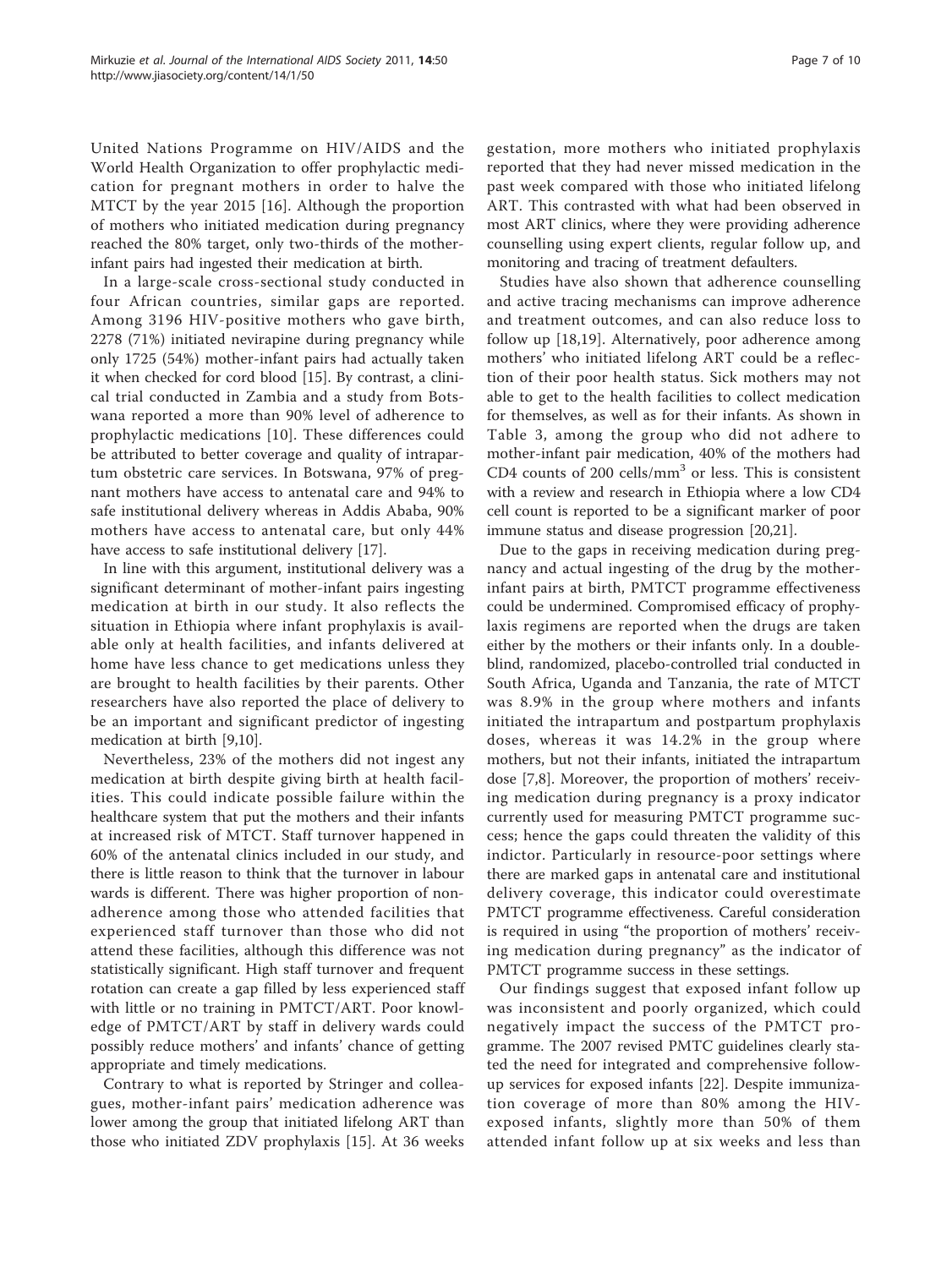United Nations Programme on HIV/AIDS and the World Health Organization to offer prophylactic medication for pregnant mothers in order to halve the MTCT by the year 2015 [16]. Although the proportion of mothers who initiated medication during pregnancy reached the 80% target, only two-thirds of the mother-infant pairs had ingested their medication at birth.

In a large-scale cross-sectional study conducted in four African countries, similar gaps are reported. Among 3196 HIV-positive mothers who gave birth, 2278 (71%) initiated nevirapine during pregnancy while only 1725 (54%) mother-infant pairs had actually taken it when checked for cord blood [15]. By contrast, a clinical trial conducted in Zambia and a study from Botswana reported a more than 90% level of adherence to prophylactic medications [10]. These differences could be attributed to better coverage and quality of intrapartum obstetric care services. In Botswana, 97% of pregnant mothers have access to antenatal care and 94% to safe institutional delivery whereas in Addis Ababa, 90% mothers have access to antenatal care, but only 44% have access to safe institutional delivery [17].

In line with this argument, institutional delivery was a significant determinant of mother-infant pairs ingesting medication at birth in our study. It also reflects the situation in Ethiopia where infant prophylaxis is available only at health facilities, and infants delivered at home have less chance to get medications unless they are brought to health facilities by their parents. Other researchers have also reported the place of delivery to be an important and significant predictor of ingesting medication at birth [9,10].

Nevertheless, 23% of the mothers did not ingest any medication at birth despite giving birth at health facilities. This could indicate possible failure within the healthcare system that put the mothers and their infants at increased risk of MTCT. Staff turnover happened in 60% of the antenatal clinics included in our study, and there is little reason to think that the turnover in labour wards is different. There was higher proportion of non-adherence among those who attended facilities that experienced staff turnover than those who did not attend these facilities, although this difference was not statistically significant. High staff turnover and frequent rotation can create a gap filled by less experienced staff with little or no training in PMTCT/ART. Poor knowledge of PMTCT/ART by staff in delivery wards could possibly reduce mothers' and infants' chance of getting appropriate and timely medications.

Contrary to what is reported by Stringer and colleagues, mother-infant pairs' medication adherence was lower among the group that initiated lifelong ART than those who initiated ZDV prophylaxis [15]. At 36 weeks gestation, more mothers who initiated prophylaxis reported that they had never missed medication in the past week compared with those who initiated lifelong ART. This contrasted with what had been observed in most ART clinics, where they were providing adherence counselling using expert clients, regular follow up, and monitoring and tracing of treatment defaulters.

Studies have also shown that adherence counselling and active tracing mechanisms can improve adherence and treatment outcomes, and can also reduce loss to follow up [18,19]. Alternatively, poor adherence among mothers' who initiated lifelong ART could be a reflection of their poor health status. Sick mothers may not able to get to the health facilities to collect medication for themselves, as well as for their infants. As shown in Table 3, among the group who did not adhere to mother-infant pair medication, 40% of the mothers had CD4 counts of 200 cells/$mm^3$ or less. This is consistent with a review and research in Ethiopia where a low CD4 cell count is reported to be a significant marker of poor immune status and disease progression [20,21].

Due to the gaps in receiving medication during pregnancy and actual ingesting of the drug by the mother-infant pairs at birth, PMTCT programme effectiveness could be undermined. Compromised efficacy of prophylaxis regimens are reported when the drugs are taken either by the mothers or their infants only. In a double-blind, randomized, placebo-controlled trial conducted in South Africa, Uganda and Tanzania, the rate of MTCT was 8.9% in the group where mothers and infants initiated the intrapartum and postpartum prophylaxis doses, whereas it was 14.2% in the group where mothers, but not their infants, initiated the intrapartum dose [7,8]. Moreover, the proportion of mothers' receiving medication during pregnancy is a proxy indicator currently used for measuring PMTCT programme success; hence the gaps could threaten the validity of this indictor. Particularly in resource-poor settings where there are marked gaps in antenatal care and institutional delivery coverage, this indicator could overestimate PMTCT programme effectiveness. Careful consideration is required in using "the proportion of mothers' receiving medication during pregnancy" as the indicator of PMTCT programme success in these settings.

Our findings suggest that exposed infant follow up was inconsistent and poorly organized, which could negatively impact the success of the PMTCT programme. The 2007 revised PMTC guidelines clearly stated the need for integrated and comprehensive follow-up services for exposed infants [22]. Despite immunization coverage of more than 80% among the HIV-exposed infants, slightly more than 50% of them attended infant follow up at six weeks and less than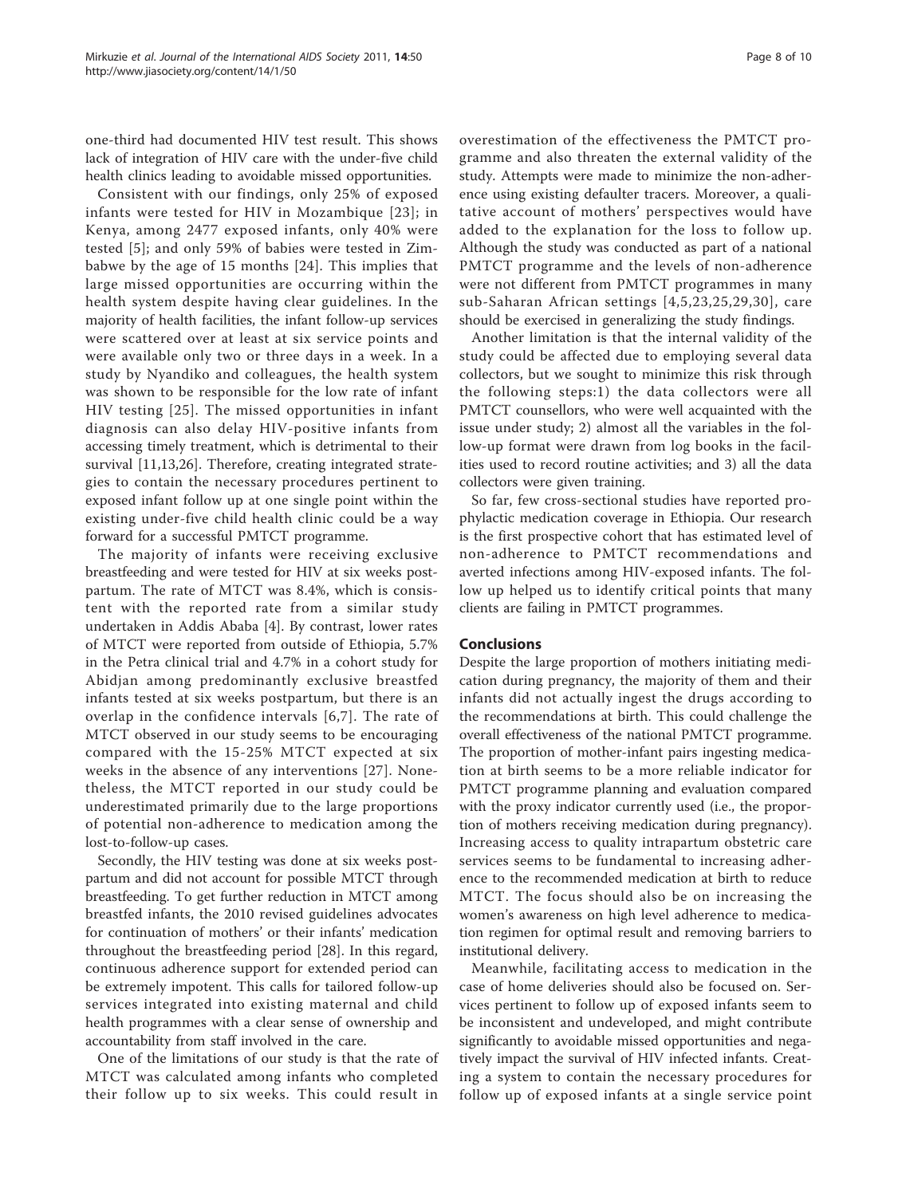one-third had documented HIV test result. This shows lack of integration of HIV care with the under-five child health clinics leading to avoidable missed opportunities.

Consistent with our findings, only 25% of exposed infants were tested for HIV in Mozambique [23]; in Kenya, among 2477 exposed infants, only 40% were tested [5]; and only 59% of babies were tested in Zimbabwe by the age of 15 months [24]. This implies that large missed opportunities are occurring within the health system despite having clear guidelines. In the majority of health facilities, the infant follow-up services were scattered over at least at six service points and were available only two or three days in a week. In a study by Nyandiko and colleagues, the health system was shown to be responsible for the low rate of infant HIV testing [25]. The missed opportunities in infant diagnosis can also delay HIV-positive infants from accessing timely treatment, which is detrimental to their survival [11,13,26]. Therefore, creating integrated strategies to contain the necessary procedures pertinent to exposed infant follow up at one single point within the existing under-five child health clinic could be a way forward for a successful PMTCT programme.

The majority of infants were receiving exclusive breastfeeding and were tested for HIV at six weeks postpartum. The rate of MTCT was 8.4%, which is consistent with the reported rate from a similar study undertaken in Addis Ababa [4]. By contrast, lower rates of MTCT were reported from outside of Ethiopia, 5.7% in the Petra clinical trial and 4.7% in a cohort study for Abidjan among predominantly exclusive breastfed infants tested at six weeks postpartum, but there is an overlap in the confidence intervals [6,7]. The rate of MTCT observed in our study seems to be encouraging compared with the 15-25% MTCT expected at six weeks in the absence of any interventions [27]. Nonetheless, the MTCT reported in our study could be underestimated primarily due to the large proportions of potential non-adherence to medication among the lost-to-follow-up cases.

Secondly, the HIV testing was done at six weeks postpartum and did not account for possible MTCT through breastfeeding. To get further reduction in MTCT among breastfed infants, the 2010 revised guidelines advocates for continuation of mothers' or their infants' medication throughout the breastfeeding period [28]. In this regard, continuous adherence support for extended period can be extremely impotent. This calls for tailored follow-up services integrated into existing maternal and child health programmes with a clear sense of ownership and accountability from staff involved in the care.

One of the limitations of our study is that the rate of MTCT was calculated among infants who completed their follow up to six weeks. This could result in overestimation of the effectiveness the PMTCT programme and also threaten the external validity of the study. Attempts were made to minimize the non-adherence using existing defaulter tracers. Moreover, a qualitative account of mothers' perspectives would have added to the explanation for the loss to follow up. Although the study was conducted as part of a national PMTCT programme and the levels of non-adherence were not different from PMTCT programmes in many sub-Saharan African settings [4,5,23,25,29,30], care should be exercised in generalizing the study findings.

Another limitation is that the internal validity of the study could be affected due to employing several data collectors, but we sought to minimize this risk through the following steps:1) the data collectors were all PMTCT counsellors, who were well acquainted with the issue under study; 2) almost all the variables in the follow-up format were drawn from log books in the facilities used to record routine activities; and 3) all the data collectors were given training.

So far, few cross-sectional studies have reported prophylactic medication coverage in Ethiopia. Our research is the first prospective cohort that has estimated level of non-adherence to PMTCT recommendations and averted infections among HIV-exposed infants. The follow up helped us to identify critical points that many clients are failing in PMTCT programmes.

## Conclusions

Despite the large proportion of mothers initiating medication during pregnancy, the majority of them and their infants did not actually ingest the drugs according to the recommendations at birth. This could challenge the overall effectiveness of the national PMTCT programme. The proportion of mother-infant pairs ingesting medication at birth seems to be a more reliable indicator for PMTCT programme planning and evaluation compared with the proxy indicator currently used (i.e., the proportion of mothers receiving medication during pregnancy). Increasing access to quality intrapartum obstetric care services seems to be fundamental to increasing adherence to the recommended medication at birth to reduce MTCT. The focus should also be on increasing the women's awareness on high level adherence to medication regimen for optimal result and removing barriers to institutional delivery.

Meanwhile, facilitating access to medication in the case of home deliveries should also be focused on. Services pertinent to follow up of exposed infants seem to be inconsistent and undeveloped, and might contribute significantly to avoidable missed opportunities and negatively impact the survival of HIV infected infants. Creating a system to contain the necessary procedures for follow up of exposed infants at a single service point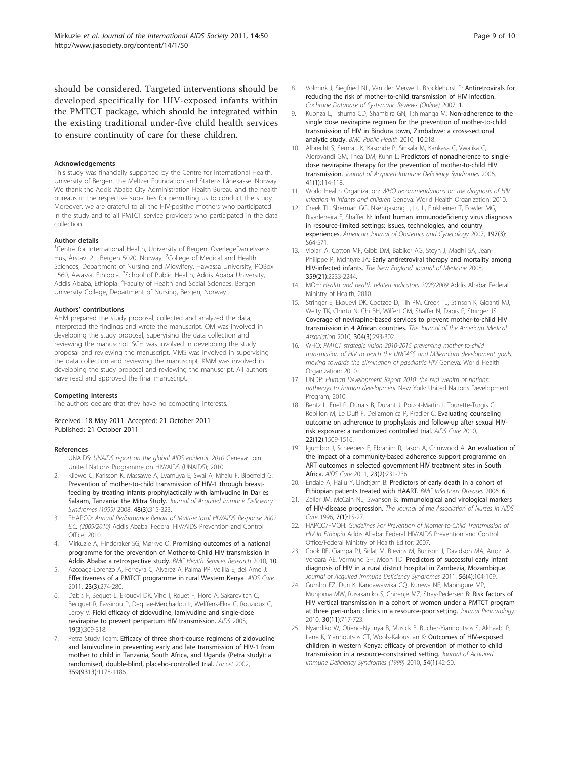should be considered. Targeted interventions should be developed specifically for HIV-exposed infants within the PMTCT package, which should be integrated within the existing traditional under-five child health services to ensure continuity of care for these children.

#### Acknowledgements

This study was financially supported by the Centre for International Health, University of Bergen, the Meltzer Foundation and Statens Lånekasse, Norway. We thank the Addis Ababa City Administration Health Bureau and the health bureaus in the respective sub-cities for permitting us to conduct the study. Moreover, we are grateful to all the HIV-positive mothers who participated in the study and to all PMTCT service providers who participated in the data collection.

#### Author details

[1]Centre for International Health, University of Bergen, OverlegeDanielssens Hus, Årstav. 21, Bergen 5020, Norway. [2]College of Medical and Health Sciences, Department of Nursing and Midwifery, Hawassa University, POBox 1560, Awassa, Ethiopia. [3]School of Public Health, Addis Ababa University, Addis Ababa, Ethiopia. [4]Faculty of Health and Social Sciences, Bergen University College, Department of Nursing, Bergen, Norway.

#### Authors' contributions

AHM prepared the study proposal, collected and analyzed the data, interpreted the findings and wrote the manuscript. OM was involved in developing the study proposal, supervising the data collection and reviewing the manuscript. SGH was involved in developing the study proposal and reviewing the manuscript. MMS was involved in supervising the data collection and reviewing the manuscript. KMM was involved in developing the study proposal and reviewing the manuscript. All authors have read and approved the final manuscript.

#### Competing interests

The authors declare that they have no competing interests.

Received: 18 May 2011 Accepted: 21 October 2011
Published: 21 October 2011

#### References

1. UNAIDS: *UNAIDS report on the global AIDS epidemic 2010* Geneva: Joint United Nations Programme on HIV/AIDS (UNAIDS); 2010.
2. Kilewo C, Karlsson K, Massawe A, Lyamuya E, Swai A, Mhalu F, Biberfeld G: **Prevention of mother-to-child transmission of HIV-1 through breast-feeding by treating infants prophylactically with lamivudine in Dar es Salaam, Tanzania: the Mitra Study.** *Journal of Acquired Immune Deficiency Syndromes (1999)* 2008, **48(3)**:315-323.
3. FHAPCO: *Annual Performance Report of Multisectoral HIV/AIDS Response 2002 E.C. (2009/2010)* Addis Ababa: Federal HIV/AIDS Prevention and Control Office; 2010.
4. Mirkuzie A, Hinderaker SG, Mørkve O: **Promising outcomes of a national programme for the prevention of Mother-to-Child HIV transmission in Addis Ababa: a retrospective study.** *BMC Health Services Research* 2010, **10**.
5. Azcoaga-Lorenzo A, Ferreyra C, Alvarez A, Palma PP, Velilla E, del Amo J: **Effectiveness of a PMTCT programme in rural Western Kenya.** *AIDS Care* 2011, **23(3)**:274-280.
6. Dabis F, Bequet L, Ekouevi DK, Viho I, Rouet F, Horo A, Sakarovitch C, Becquet R, Fassinou P, Dequae-Merchadou L, Welffens-Ekra C, Rouzioux C, Leroy V: **Field efficacy of zidovudine, lamivudine and single-dose nevirapine to prevent peripartum HIV transmission.** *AIDS* 2005, **19(3)**:309-318.
7. Petra Study Team: **Efficacy of three short-course regimens of zidovudine and lamivudine in preventing early and late transmission of HIV-1 from mother to child in Tanzania, South Africa, and Uganda (Petra study): a randomised, double-blind, placebo-controlled trial.** *Lancet* 2002, **359(9313)**:1178-1186.
8. Volmink J, Siegfried NL, Van der Merwe L, Brocklehurst P: **Antiretrovirals for reducing the risk of mother-to-child transmission of HIV infection.** *Cochrane Database of Systematic Reviews (Online)* 2007, **1**.
9. Kuonza L, Tshuma CD, Shambira GN, Tshimanga M: **Non-adherence to the single dose nevirapine regimen for the prevention of mother-to-child transmission of HIV in Bindura town, Zimbabwe: a cross-sectional analytic study.** *BMC Public Health* 2010, **10**:218.
10. Albrecht S, Semrau K, Kasonde P, Sinkala M, Kankasa C, Vwalika C, Aldrovandi GM, Thea DM, Kuhn L: **Predictors of nonadherence to single-dose nevirapine therapy for the prevention of mother-to-child HIV transmission.** *Journal of Acquired Immune Deficiency Syndromes* 2006, **41(1)**:114-118.
11. World Health Organization: *WHO recommendations on the diagnosis of HIV infection in infants and children* Geneva: World Health Organization; 2010.
12. Creek TL, Sherman GG, Nkengasong J, Lu L, Finkbeiner T, Fowler MG, Rivadeneira E, Shaffer N: **Infant human immunodeficiency virus diagnosis in resource-limited settings: issues, technologies, and country experiences.** *American Journal of Obstetrics and Gynecology* 2007, **197(3)**: S64-S71.
13. Violari A, Cotton MF, Gibb DM, Babiker AG, Steyn J, Madhi SA, Jean-Philippe P, McIntyre JA: **Early antiretroviral therapy and mortality among HIV-infected infants.** *The New England Journal of Medicine* 2008, **359(21)**:2233-2244.
14. MOH: *Health and health related indicators 2008/2009* Addis Ababa: Federal Ministry of Health; 2010.
15. Stringer E, Ekouevi DK, Coetzee D, Tih PM, Creek TL, Stinson K, Giganti MJ, Welty TK, Chintu N, Chi BH, Wilfert CM, Shaffer N, Dabis F, Stringer JS: **Coverage of nevirapine-based services to prevent mother-to-child HIV transmission in 4 African countries.** *The Journal of the American Medical Association* 2010, **304(3)**:293-302.
16. WHO: *PMTCT strategic vision 2010-2015 preventing mother-to-child transmission of HIV to reach the UNGASS and Millennium development goals: moving towards the elimination of paediatric HIV* Geneva: World Health Organization; 2010.
17. UNDP: *Human Development Report 2010: the real wealth of nations; pathways to human development* New York: United Nations Development Program; 2010.
18. Bentz L, Enel P, Dunais B, Durant J, Poizot-Martin I, Tourette-Turgis C, Rebillon M, Le Duff F, Dellamonica P, Pradier C: **Evaluating counseling outcome on adherence to prophylaxis and follow-up after sexual HIV-risk exposure: a randomized controlled trial.** *AIDS Care* 2010, **22(12)**:1509-1516.
19. Igumbor J, Scheepers E, Ebrahim R, Jason A, Grimwood A: **An evaluation of the impact of a community-based adherence support programme on ART outcomes in selected government HIV treatment sites in South Africa.** *AIDS Care* 2011, **23(2)**:231-236.
20. Endale A, Hailu Y, Lindtjørn B: **Predictors of early death in a cohort of Ethiopian patients treated with HAART.** *BMC Infectious Diseases* 2006, **6**.
21. Zeller JM, McCain NL, Swanson B: **Immunological and virological markers of HIV-disease progression.** *The Journal of the Association of Nurses in AIDS Care* 1996, **7(1)**:15-27.
22. HAPCO/FMOH: *Guidelines For Prevention of Mother-to-Child Transmission of HIV In Ethiopia* Addis Ababa: Federal HIV/AIDS Prevention and Control Office/Federal Ministry of Health Editor; 2007.
23. Cook RE, Ciampa PJ, Sidat M, Blevins M, Burlison J, Davidson MA, Arroz JA, Vergara AE, Vermund SH, Moon TD: **Predictors of successful early infant diagnosis of HIV in a rural district hospital in Zambezia, Mozambique.** *Journal of Acquired Immune Deficiency Syndromes* 2011, **56(4)**:104-109.
24. Gumbo FZ, Duri K, Kandawasvika GQ, Kurewa NE, Mapingure MP, Munjoma MW, Rusakaniko S, Chirenje MZ, Stray-Pedersen B: **Risk factors of HIV vertical transmission in a cohort of women under a PMTCT program at three peri-urban clinics in a resource-poor setting.** *Journal Perinatology* 2010, **30(11)**:717-723.
25. Nyandiko W, Otieno-Nyunya B, Musick B, Bucher-Yiannoutsos S, Akhaabi P, Lane K, Yiannoutsos CT, Wools-Kaloustian K: **Outcomes of HIV-exposed children in western Kenya: efficacy of prevention of mother to child transmission in a resource-constrained setting.** *Journal of Acquired Immune Deficiency Syndromes (1999)* 2010, **54(1)**:42-50.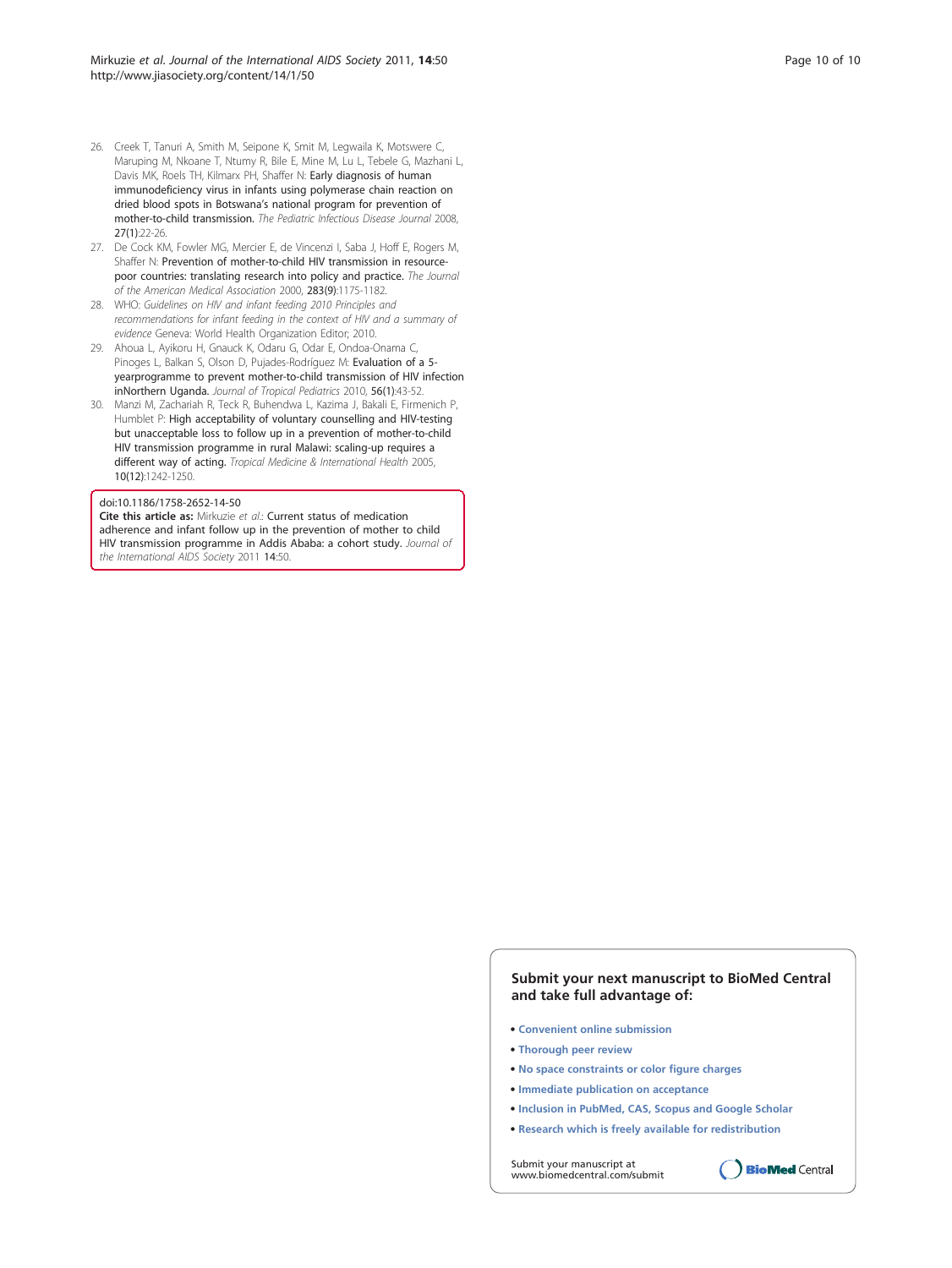26. Creek T, Tanuri A, Smith M, Seipone K, Smit M, Legwaila K, Motswere C, Maruping M, Nkoane T, Ntumy R, Bile E, Mine M, Lu L, Tebele G, Mazhani L, Davis MK, Roels TH, Kilmarx PH, Shaffer N: **Early diagnosis of human immunodeficiency virus in infants using polymerase chain reaction on dried blood spots in Botswana's national program for prevention of mother-to-child transmission.** *The Pediatric Infectious Disease Journal* 2008, **27(1)**:22-26.
27. De Cock KM, Fowler MG, Mercier E, de Vincenzi I, Saba J, Hoff E, Rogers M, Shaffer N: **Prevention of mother-to-child HIV transmission in resource-poor countries: translating research into policy and practice.** *The Journal of the American Medical Association* 2000, **283(9)**:1175-1182.
28. WHO: *Guidelines on HIV and infant feeding 2010 Principles and recommendations for infant feeding in the context of HIV and a summary of evidence* Geneva: World Health Organization Editor; 2010.
29. Ahoua L, Ayikoru H, Gnauck K, Odaru G, Odar E, Ondoa-Onama C, Pinoges L, Balkan S, Olson D, Pujades-Rodríguez M: **Evaluation of a 5-yearprogramme to prevent mother-to-child transmission of HIV infection inNorthern Uganda.** *Journal of Tropical Pediatrics* 2010, **56(1)**:43-52.
30. Manzi M, Zachariah R, Teck R, Buhendwa L, Kazima J, Bakali E, Firmenich P, Humblet P: **High acceptability of voluntary counselling and HIV-testing but unacceptable loss to follow up in a prevention of mother-to-child HIV transmission programme in rural Malawi: scaling-up requires a different way of acting.** *Tropical Medicine & International Health* 2005, **10(12)**:1242-1250.

doi:10.1186/1758-2652-14-50

**Cite this article as:** Mirkuzie *et al.*: Current status of medication adherence and infant follow up in the prevention of mother to child HIV transmission programme in Addis Ababa: a cohort study. *Journal of the International AIDS Society* 2011 **14**:50.

**Submit your next manuscript to BioMed Central and take full advantage of:**

- **Convenient online submission**
- **Thorough peer review**
- **No space constraints or color figure charges**
- **Immediate publication on acceptance**
- **Inclusion in PubMed, CAS, Scopus and Google Scholar**
- **Research which is freely available for redistribution**

Submit your manuscript at
www.biomedcentral.com/submit

BioMed Central